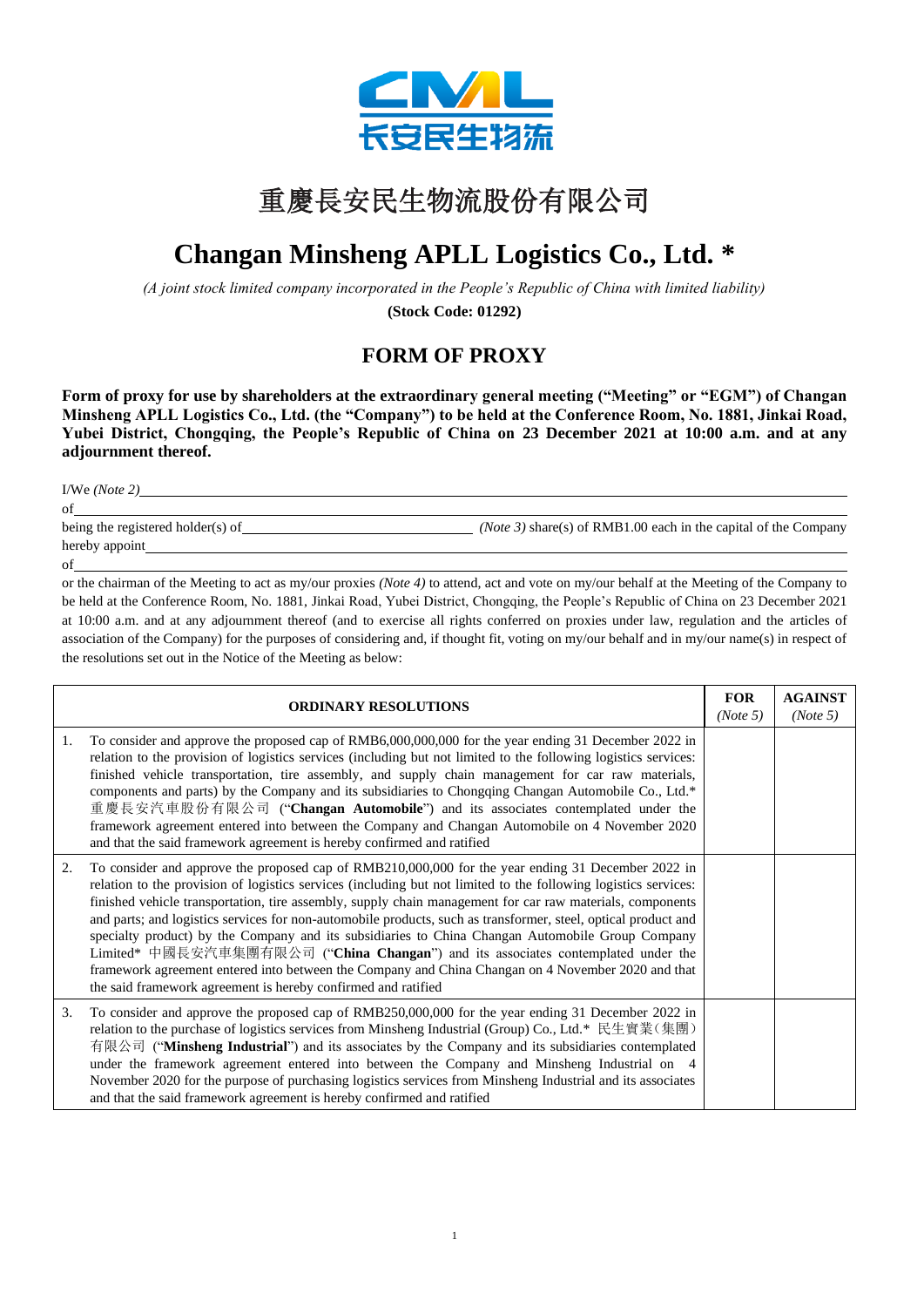# 重慶長安民生物流股份有限公司

# Changan Minsheng APLL Logistics Co., Ltd. *

*(A joint stock limited company incorporated in the People's Republic of China with limited liability)*

**(Stock Code: 01292)**

## FORM OF PROXY

**Form of proxy for use by shareholders at the extraordinary general meeting ("Meeting" or "EGM") of Changan Minsheng APLL Logistics Co., Ltd. (the "Company") to be held at the Conference Room, No. 1881, Jinkai Road, Yubei District, Chongqing, the People's Republic of China on 23 December 2021 at 10:00 a.m. and at any adjournment thereof.**

I/We *(Note 2)* ____________________

of ____________________

being the registered holder(s) of ____________________ *(Note 3)* share(s) of RMB1.00 each in the capital of the Company

hereby appoint ____________________

of ____________________

or the chairman of the Meeting to act as my/our proxies *(Note 4)* to attend, act and vote on my/our behalf at the Meeting of the Company to be held at the Conference Room, No. 1881, Jinkai Road, Yubei District, Chongqing, the People's Republic of China on 23 December 2021 at 10:00 a.m. and at any adjournment thereof (and to exercise all rights conferred on proxies under law, regulation and the articles of association of the Company) for the purposes of considering and, if thought fit, voting on my/our behalf and in my/our name(s) in respect of the resolutions set out in the Notice of the Meeting as below:

| | ORDINARY RESOLUTIONS | FOR *(Note 5)* | AGAINST *(Note 5)* |
|---|---|---|---|
| 1. | To consider and approve the proposed cap of RMB6,000,000,000 for the year ending 31 December 2022 in relation to the provision of logistics services (including but not limited to the following logistics services: finished vehicle transportation, tire assembly, and supply chain management for car raw materials, components and parts) by the Company and its subsidiaries to Chongqing Changan Automobile Co., Ltd.* 重慶長安汽車股份有限公司 ("**Changan Automobile**") and its associates contemplated under the framework agreement entered into between the Company and Changan Automobile on 4 November 2020 and that the said framework agreement is hereby confirmed and ratified | | |
| 2. | To consider and approve the proposed cap of RMB210,000,000 for the year ending 31 December 2022 in relation to the provision of logistics services (including but not limited to the following logistics services: finished vehicle transportation, tire assembly, supply chain management for car raw materials, components and parts; and logistics services for non-automobile products, such as transformer, steel, optical product and specialty product) by the Company and its subsidiaries to China Changan Automobile Group Company Limited* 中國長安汽車集團有限公司 ("**China Changan**") and its associates contemplated under the framework agreement entered into between the Company and China Changan on 4 November 2020 and that the said framework agreement is hereby confirmed and ratified | | |
| 3. | To consider and approve the proposed cap of RMB250,000,000 for the year ending 31 December 2022 in relation to the purchase of logistics services from Minsheng Industrial (Group) Co., Ltd.* 民生實業(集團)有限公司 ("**Minsheng Industrial**") and its associates by the Company and its subsidiaries contemplated under the framework agreement entered into between the Company and Minsheng Industrial on 4 November 2020 for the purpose of purchasing logistics services from Minsheng Industrial and its associates and that the said framework agreement is hereby confirmed and ratified | | |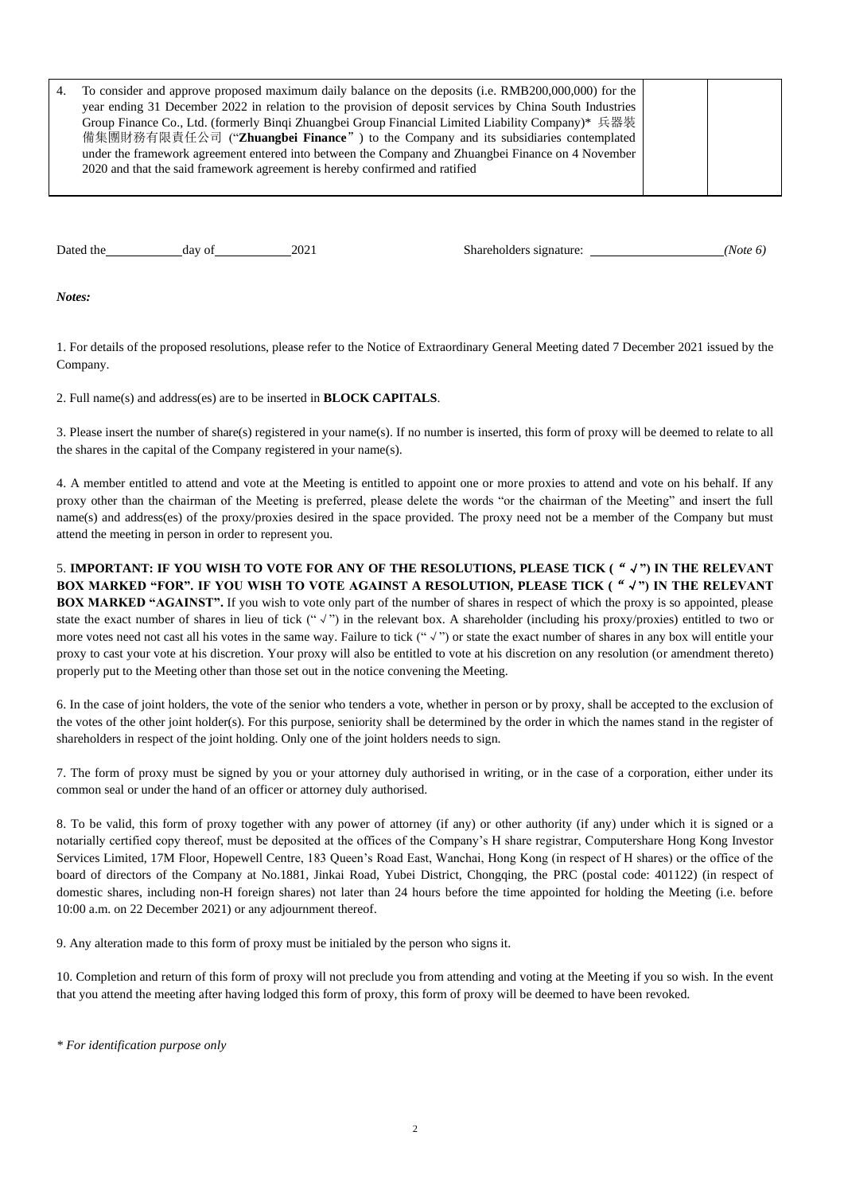| | | | |
|---|---|---|---|
| 4. | To consider and approve proposed maximum daily balance on the deposits (i.e. RMB200,000,000) for the year ending 31 December 2022 in relation to the provision of deposit services by China South Industries Group Finance Co., Ltd. (formerly Binqi Zhuangbei Group Financial Limited Liability Company)* 兵器裝備集團財務有限責任公司 ("**Zhuangbei Finance**") to the Company and its subsidiaries contemplated under the framework agreement entered into between the Company and Zhuangbei Finance on 4 November 2020 and that the said framework agreement is hereby confirmed and ratified | | |

Dated the ____________ day of ____________ 2021 Shareholders signature: ____________________ *(Note 6)*

***Notes:***

1. For details of the proposed resolutions, please refer to the Notice of Extraordinary General Meeting dated 7 December 2021 issued by the Company.

2. Full name(s) and address(es) are to be inserted in **BLOCK CAPITALS**.

3. Please insert the number of share(s) registered in your name(s). If no number is inserted, this form of proxy will be deemed to relate to all the shares in the capital of the Company registered in your name(s).

4. A member entitled to attend and vote at the Meeting is entitled to appoint one or more proxies to attend and vote on his behalf. If any proxy other than the chairman of the Meeting is preferred, please delete the words "or the chairman of the Meeting" and insert the full name(s) and address(es) of the proxy/proxies desired in the space provided. The proxy need not be a member of the Company but must attend the meeting in person in order to represent you.

5. **IMPORTANT: IF YOU WISH TO VOTE FOR ANY OF THE RESOLUTIONS, PLEASE TICK ("√") IN THE RELEVANT BOX MARKED "FOR". IF YOU WISH TO VOTE AGAINST A RESOLUTION, PLEASE TICK ("√") IN THE RELEVANT BOX MARKED "AGAINST".** If you wish to vote only part of the number of shares in respect of which the proxy is so appointed, please state the exact number of shares in lieu of tick ("√") in the relevant box. A shareholder (including his proxy/proxies) entitled to two or more votes need not cast all his votes in the same way. Failure to tick ("√") or state the exact number of shares in any box will entitle your proxy to cast your vote at his discretion. Your proxy will also be entitled to vote at his discretion on any resolution (or amendment thereto) properly put to the Meeting other than those set out in the notice convening the Meeting.

6. In the case of joint holders, the vote of the senior who tenders a vote, whether in person or by proxy, shall be accepted to the exclusion of the votes of the other joint holder(s). For this purpose, seniority shall be determined by the order in which the names stand in the register of shareholders in respect of the joint holding. Only one of the joint holders needs to sign.

7. The form of proxy must be signed by you or your attorney duly authorised in writing, or in the case of a corporation, either under its common seal or under the hand of an officer or attorney duly authorised.

8. To be valid, this form of proxy together with any power of attorney (if any) or other authority (if any) under which it is signed or a notarially certified copy thereof, must be deposited at the offices of the Company's H share registrar, Computershare Hong Kong Investor Services Limited, 17M Floor, Hopewell Centre, 183 Queen's Road East, Wanchai, Hong Kong (in respect of H shares) or the office of the board of directors of the Company at No.1881, Jinkai Road, Yubei District, Chongqing, the PRC (postal code: 401122) (in respect of domestic shares, including non-H foreign shares) not later than 24 hours before the time appointed for holding the Meeting (i.e. before 10:00 a.m. on 22 December 2021) or any adjournment thereof.

9. Any alteration made to this form of proxy must be initialed by the person who signs it.

10. Completion and return of this form of proxy will not preclude you from attending and voting at the Meeting if you so wish. In the event that you attend the meeting after having lodged this form of proxy, this form of proxy will be deemed to have been revoked.

*\* For identification purpose only*